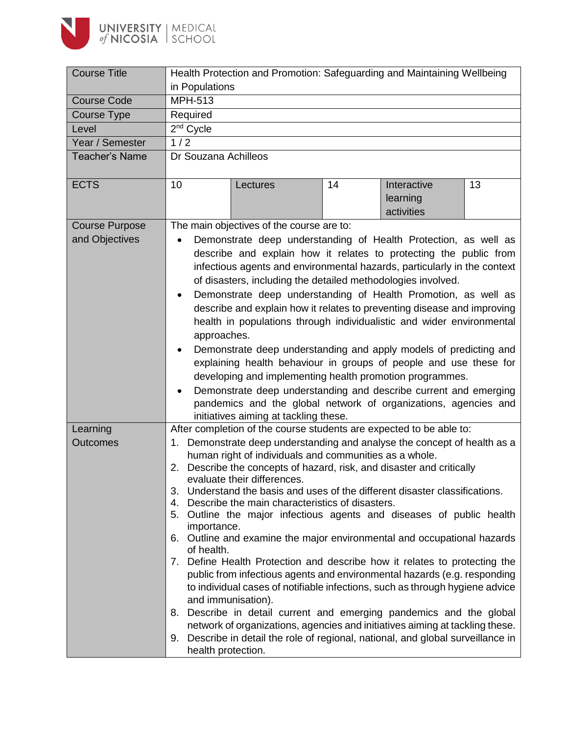| Course Title | Health Protection and Promotion: Safeguarding and Maintaining Wellbeing in Populations | | | | |
|---|---|---|---|---|---|
| Course Code | MPH-513 | | | | |
| Course Type | Required | | | | |
| Level | 2nd Cycle | | | | |
| Year / Semester | 1 / 2 | | | | |
| Teacher's Name | Dr Souzana Achilleos | | | | |
| ECTS | 10 | Lectures | 14 | Interactive learning activities | 13 |
| Course Purpose and Objectives | The main objectives of the course are to:<br>• Demonstrate deep understanding of Health Protection, as well as describe and explain how it relates to protecting the public from infectious agents and environmental hazards, particularly in the context of disasters, including the detailed methodologies involved.<br>• Demonstrate deep understanding of Health Promotion, as well as describe and explain how it relates to preventing disease and improving health in populations through individualistic and wider environmental approaches.<br>• Demonstrate deep understanding and apply models of predicting and explaining health behaviour in groups of people and use these for developing and implementing health promotion programmes.<br>• Demonstrate deep understanding and describe current and emerging pandemics and the global network of organizations, agencies and initiatives aiming at tackling these. | | | | |
| Learning Outcomes | After completion of the course students are expected to be able to:<br>1. Demonstrate deep understanding and analyse the concept of health as a human right of individuals and communities as a whole.<br>2. Describe the concepts of hazard, risk, and disaster and critically evaluate their differences.<br>3. Understand the basis and uses of the different disaster classifications.<br>4. Describe the main characteristics of disasters.<br>5. Outline the major infectious agents and diseases of public health importance.<br>6. Outline and examine the major environmental and occupational hazards of health.<br>7. Define Health Protection and describe how it relates to protecting the public from infectious agents and environmental hazards (e.g. responding to individual cases of notifiable infections, such as through hygiene advice and immunisation).<br>8. Describe in detail current and emerging pandemics and the global network of organizations, agencies and initiatives aiming at tackling these.<br>9. Describe in detail the role of regional, national, and global surveillance in health protection. | | | | |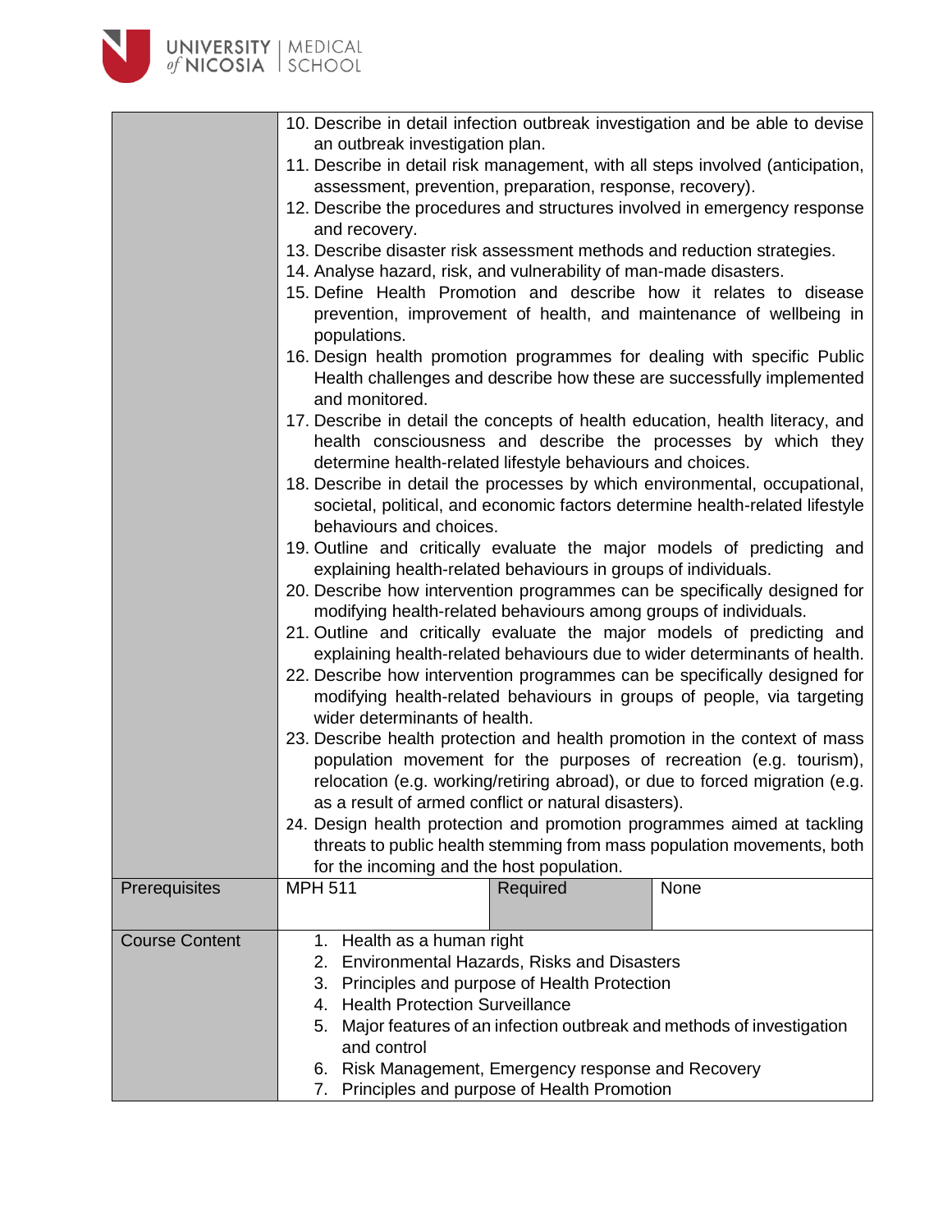| | | | |
|---|---|---|---|
| | 10. Describe in detail infection outbreak investigation and be able to devise an outbreak investigation plan.<br>11. Describe in detail risk management, with all steps involved (anticipation, assessment, prevention, preparation, response, recovery).<br>12. Describe the procedures and structures involved in emergency response and recovery.<br>13. Describe disaster risk assessment methods and reduction strategies.<br>14. Analyse hazard, risk, and vulnerability of man-made disasters.<br>15. Define Health Promotion and describe how it relates to disease prevention, improvement of health, and maintenance of wellbeing in populations.<br>16. Design health promotion programmes for dealing with specific Public Health challenges and describe how these are successfully implemented and monitored.<br>17. Describe in detail the concepts of health education, health literacy, and health consciousness and describe the processes by which they determine health-related lifestyle behaviours and choices.<br>18. Describe in detail the processes by which environmental, occupational, societal, political, and economic factors determine health-related lifestyle behaviours and choices.<br>19. Outline and critically evaluate the major models of predicting and explaining health-related behaviours in groups of individuals.<br>20. Describe how intervention programmes can be specifically designed for modifying health-related behaviours among groups of individuals.<br>21. Outline and critically evaluate the major models of predicting and explaining health-related behaviours due to wider determinants of health.<br>22. Describe how intervention programmes can be specifically designed for modifying health-related behaviours in groups of people, via targeting wider determinants of health.<br>23. Describe health protection and health promotion in the context of mass population movement for the purposes of recreation (e.g. tourism), relocation (e.g. working/retiring abroad), or due to forced migration (e.g. as a result of armed conflict or natural disasters).<br>24. Design health protection and promotion programmes aimed at tackling threats to public health stemming from mass population movements, both for the incoming and the host population. | | |
| Prerequisites | MPH 511 | Required | None |
| Course Content | 1. Health as a human right<br>2. Environmental Hazards, Risks and Disasters<br>3. Principles and purpose of Health Protection<br>4. Health Protection Surveillance<br>5. Major features of an infection outbreak and methods of investigation and control<br>6. Risk Management, Emergency response and Recovery<br>7. Principles and purpose of Health Promotion | | |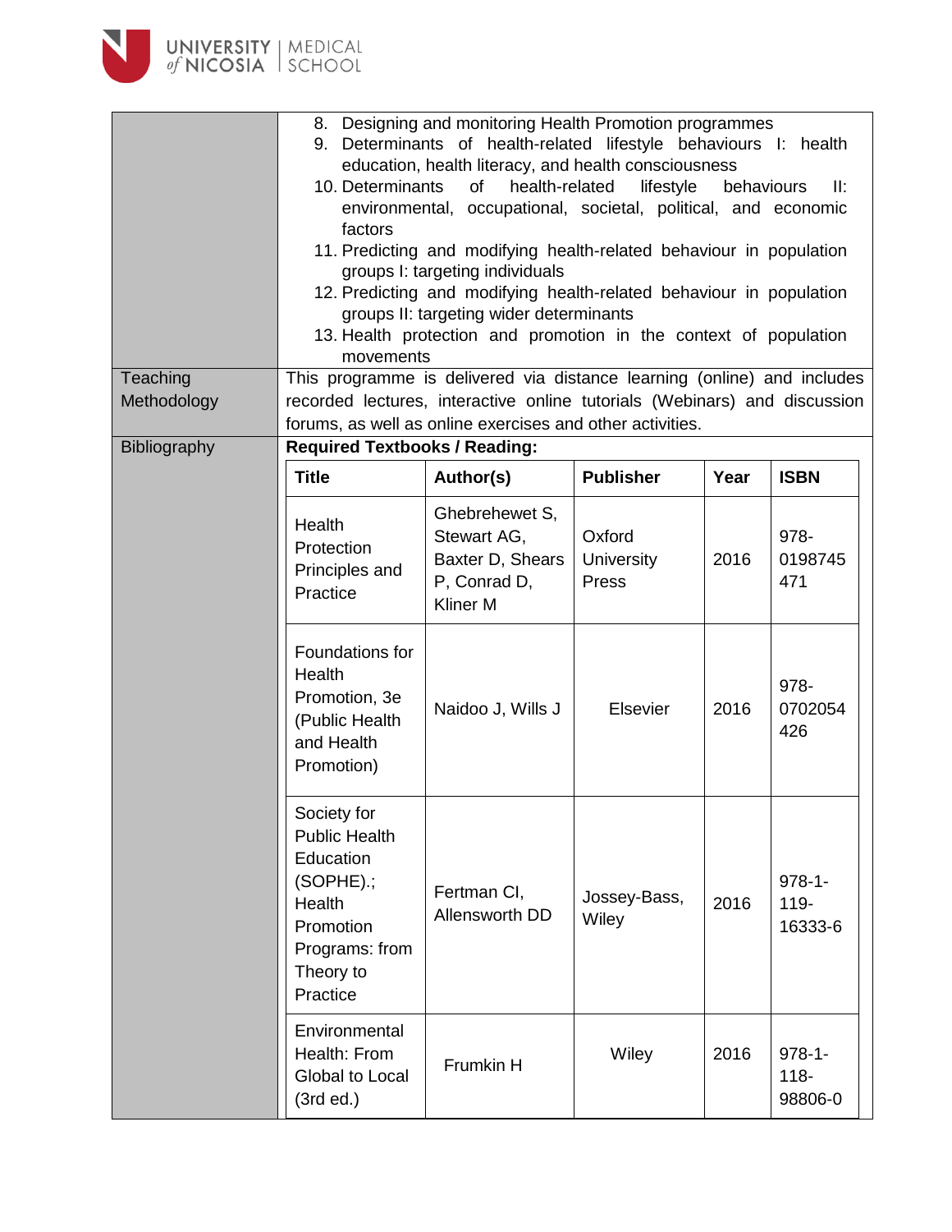| | |
|---|---|
| | 8. Designing and monitoring Health Promotion programmes<br>9. Determinants of health-related lifestyle behaviours I: health education, health literacy, and health consciousness<br>10. Determinants of health-related lifestyle behaviours II: environmental, occupational, societal, political, and economic factors<br>11. Predicting and modifying health-related behaviour in population groups I: targeting individuals<br>12. Predicting and modifying health-related behaviour in population groups II: targeting wider determinants<br>13. Health protection and promotion in the context of population movements |
| Teaching Methodology | This programme is delivered via distance learning (online) and includes recorded lectures, interactive online tutorials (Webinars) and discussion forums, as well as online exercises and other activities. |
| Bibliography | **Required Textbooks / Reading:** |

| Title | Author(s) | Publisher | Year | ISBN |
|---|---|---|---|---|
| Health Protection Principles and Practice | Ghebrehewet S, Stewart AG, Baxter D, Shears P, Conrad D, Kliner M | Oxford University Press | 2016 | 978-0198745471 |
| Foundations for Health Promotion, 3e (Public Health and Health Promotion) | Naidoo J, Wills J | Elsevier | 2016 | 978-0702054426 |
| Society for Public Health Education (SOPHE).; Health Promotion Programs: from Theory to Practice | Fertman CI, Allensworth DD | Jossey-Bass, Wiley | 2016 | 978-1-119-16333-6 |
| Environmental Health: From Global to Local (3rd ed.) | Frumkin H | Wiley | 2016 | 978-1-118-98806-0 |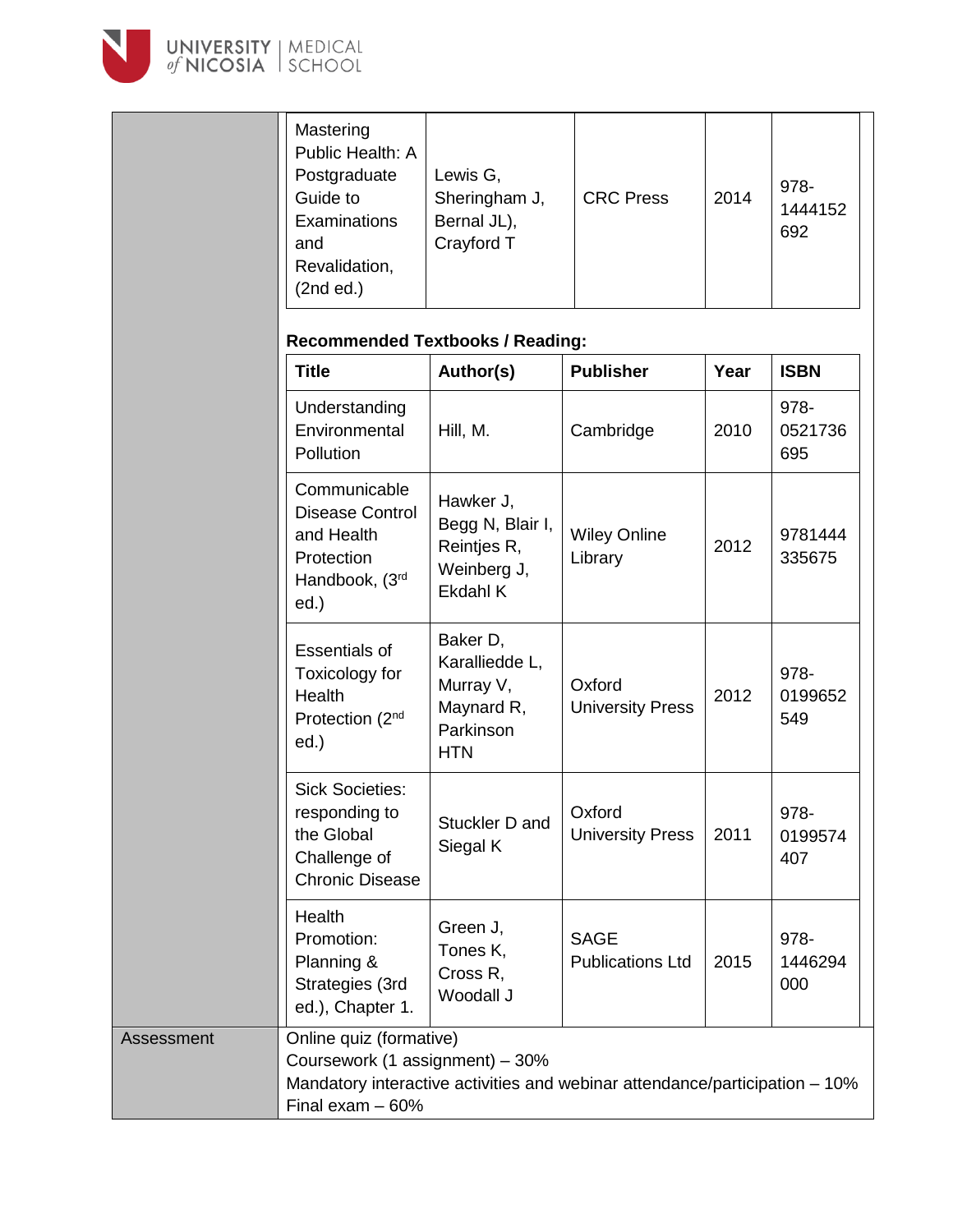| Title | Author(s) | Publisher | Year | ISBN |
|---|---|---|---|---|
| Mastering Public Health: A Postgraduate Guide to Examinations and Revalidation, (2nd ed.) | Lewis G, Sheringham J, Bernal JL), Crayford T | CRC Press | 2014 | 978-1444152692 |

**Recommended Textbooks / Reading:**

| Title | Author(s) | Publisher | Year | ISBN |
|---|---|---|---|---|
| Understanding Environmental Pollution | Hill, M. | Cambridge | 2010 | 978-0521736695 |
| Communicable Disease Control and Health Protection Handbook, (3rd ed.) | Hawker J, Begg N, Blair I, Reintjes R, Weinberg J, Ekdahl K | Wiley Online Library | 2012 | 9781444335675 |
| Essentials of Toxicology for Health Protection (2nd ed.) | Baker D, Karalliedde L, Murray V, Maynard R, Parkinson HTN | Oxford University Press | 2012 | 978-0199652549 |
| Sick Societies: responding to the Global Challenge of Chronic Disease | Stuckler D and Siegal K | Oxford University Press | 2011 | 978-0199574407 |
| Health Promotion: Planning & Strategies (3rd ed.), Chapter 1. | Green J, Tones K, Cross R, Woodall J | SAGE Publications Ltd | 2015 | 978-1446294000 |

| Assessment | |
|---|---|
| Assessment | Online quiz (formative)<br>Coursework (1 assignment) – 30%<br>Mandatory interactive activities and webinar attendance/participation – 10%<br>Final exam – 60% |